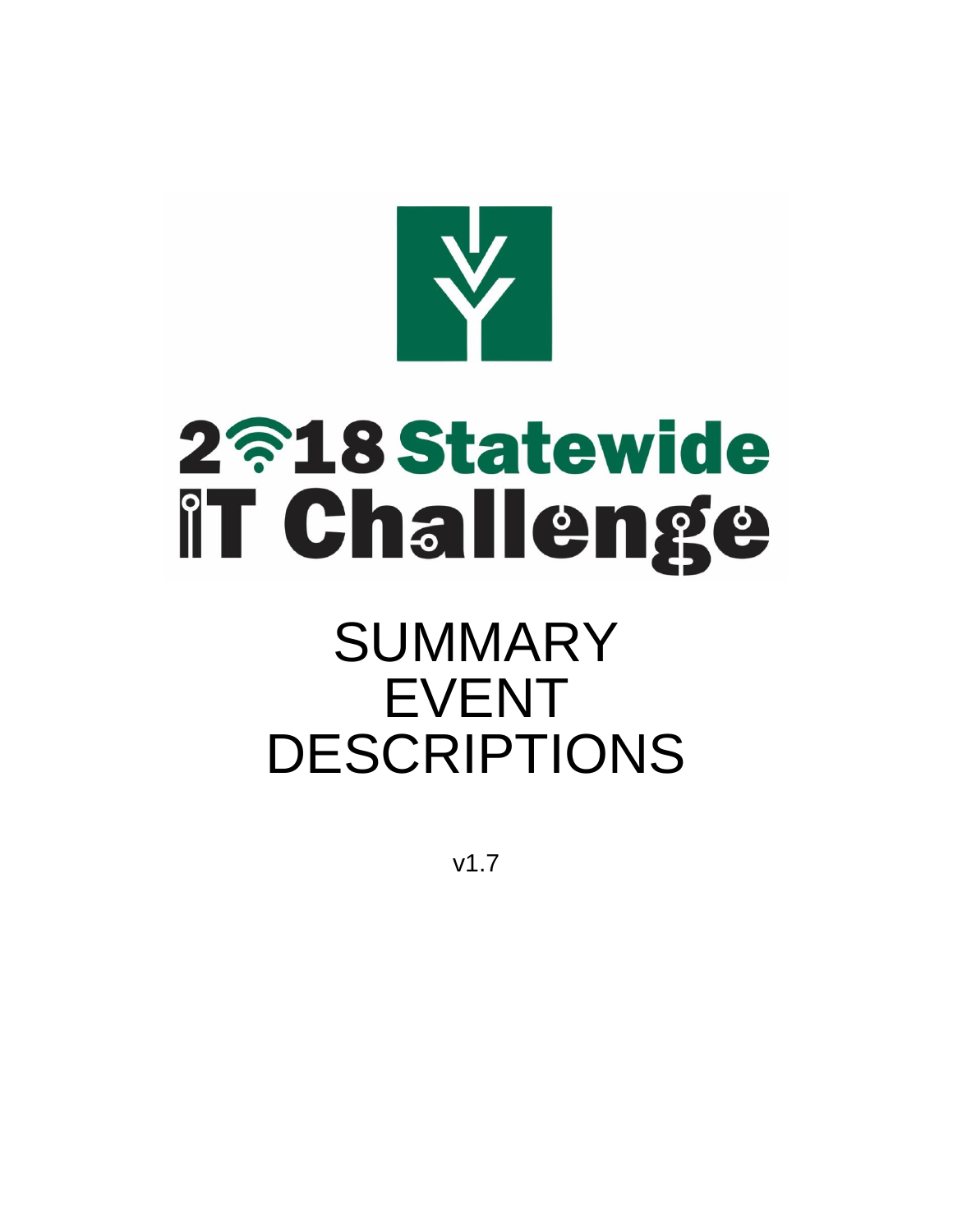# 2018 Statewide IT Challenge

# SUMMARY EVENT DESCRIPTIONS

v1.7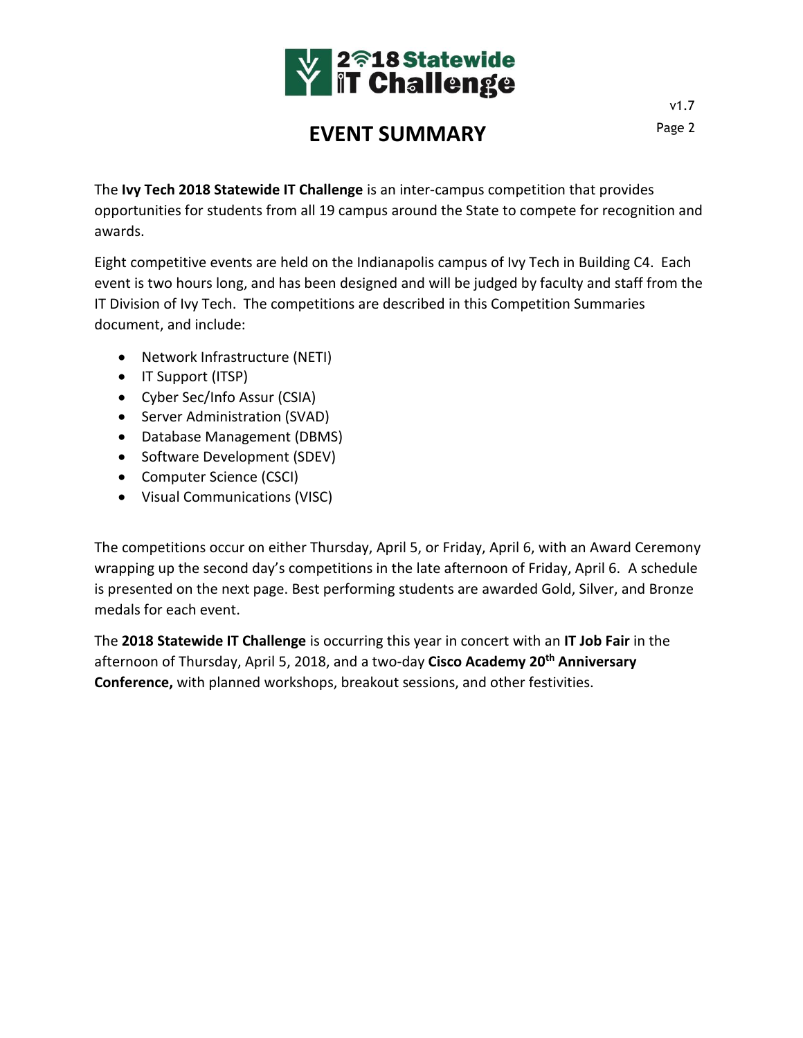# EVENT SUMMARY

The **Ivy Tech 2018 Statewide IT Challenge** is an inter-campus competition that provides opportunities for students from all 19 campus around the State to compete for recognition and awards.

Eight competitive events are held on the Indianapolis campus of Ivy Tech in Building C4. Each event is two hours long, and has been designed and will be judged by faculty and staff from the IT Division of Ivy Tech. The competitions are described in this Competition Summaries document, and include:

- Network Infrastructure (NETI)
- IT Support (ITSP)
- Cyber Sec/Info Assur (CSIA)
- Server Administration (SVAD)
- Database Management (DBMS)
- Software Development (SDEV)
- Computer Science (CSCI)
- Visual Communications (VISC)

The competitions occur on either Thursday, April 5, or Friday, April 6, with an Award Ceremony wrapping up the second day's competitions in the late afternoon of Friday, April 6. A schedule is presented on the next page. Best performing students are awarded Gold, Silver, and Bronze medals for each event.

The **2018 Statewide IT Challenge** is occurring this year in concert with an **IT Job Fair** in the afternoon of Thursday, April 5, 2018, and a two-day **Cisco Academy 20th Anniversary Conference,** with planned workshops, breakout sessions, and other festivities.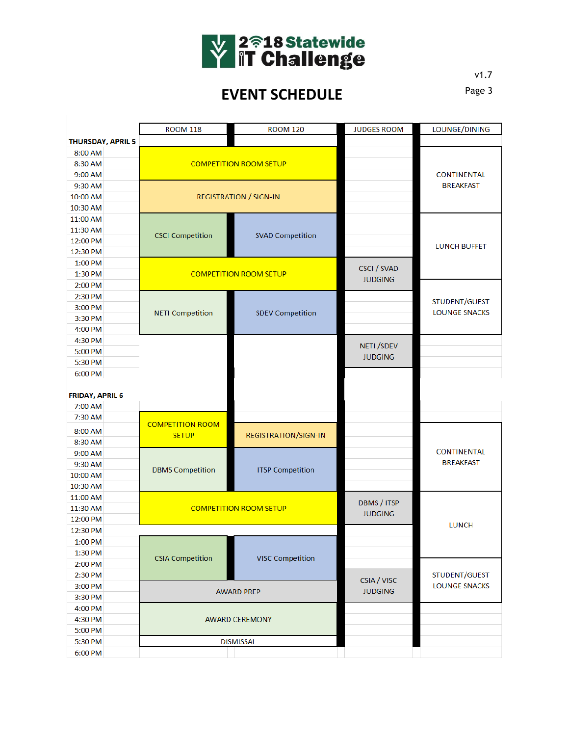# 2018 Statewide IT Challenge

v1.7

## EVENT SCHEDULE

| | ROOM 118 | ROOM 120 | JUDGES ROOM | LOUNGE/DINING |
|---|---|---|---|---|
| **THURSDAY, APRIL 5** | | | | |
| 8:00 AM | | | | |
| 8:30 AM | COMPETITION ROOM SETUP | | | CONTINENTAL BREAKFAST |
| 9:00 AM | | | | |
| 9:30 AM | REGISTRATION / SIGN-IN | | | |
| 10:00 AM | | | | |
| 10:30 AM | | | | |
| 11:00 AM | CSCI Competition | SVAD Competition | | LUNCH BUFFET |
| 11:30 AM | | | | |
| 12:00 PM | | | | |
| 12:30 PM | | | | |
| 1:00 PM | COMPETITION ROOM SETUP | | CSCI / SVAD JUDGING | |
| 1:30 PM | | | | |
| 2:00 PM | | | | STUDENT/GUEST LOUNGE SNACKS |
| 2:30 PM | NETI Competition | SDEV Competition | | |
| 3:00 PM | | | | |
| 3:30 PM | | | | |
| 4:00 PM | | | | |
| 4:30 PM | | | NETI /SDEV JUDGING | |
| 5:00 PM | | | | |
| 5:30 PM | | | | |
| 6:00 PM | | | | |
| **FRIDAY, APRIL 6** | | | | |
| 7:00 AM | | | | |
| 7:30 AM | COMPETITION ROOM SETUP | | | |
| 8:00 AM | | REGISTRATION/SIGN-IN | | CONTINENTAL BREAKFAST |
| 8:30 AM | | | | |
| 9:00 AM | DBMS Competition | ITSP Competition | | |
| 9:30 AM | | | | |
| 10:00 AM | | | | |
| 10:30 AM | | | | |
| 11:00 AM | COMPETITION ROOM SETUP | | DBMS / ITSP JUDGING | LUNCH |
| 11:30 AM | | | | |
| 12:00 PM | | | | |
| 12:30 PM | | | | |
| 1:00 PM | CSIA Competition | VISC Competition | | |
| 1:30 PM | | | | |
| 2:00 PM | | | | STUDENT/GUEST LOUNGE SNACKS |
| 2:30 PM | | | CSIA / VISC JUDGING | |
| 3:00 PM | AWARD PREP | | | |
| 3:30 PM | | | | |
| 4:00 PM | AWARD CEREMONY | | | |
| 4:30 PM | | | | |
| 5:00 PM | | | | |
| 5:30 PM | DISMISSAL | | | |
| 6:00 PM | | | | |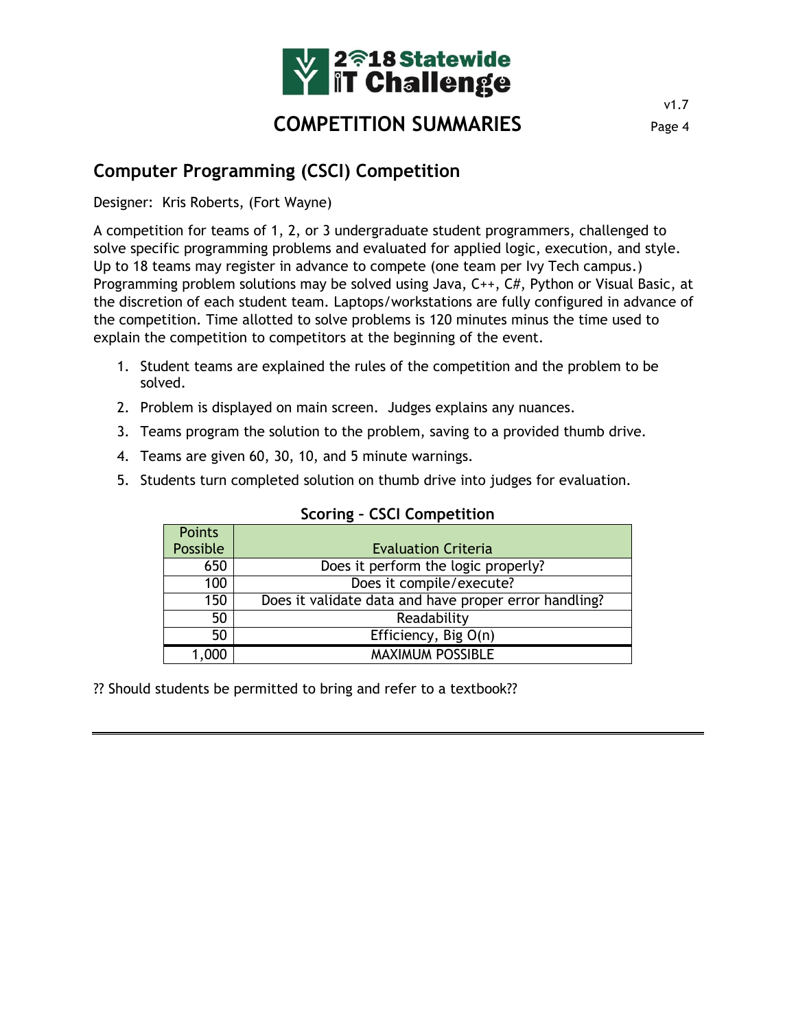# COMPETITION SUMMARIES

## Computer Programming (CSCI) Competition

Designer: Kris Roberts, (Fort Wayne)

A competition for teams of 1, 2, or 3 undergraduate student programmers, challenged to solve specific programming problems and evaluated for applied logic, execution, and style. Up to 18 teams may register in advance to compete (one team per Ivy Tech campus.) Programming problem solutions may be solved using Java, C++, C#, Python or Visual Basic, at the discretion of each student team. Laptops/workstations are fully configured in advance of the competition. Time allotted to solve problems is 120 minutes minus the time used to explain the competition to competitors at the beginning of the event.

1. Student teams are explained the rules of the competition and the problem to be solved.
2. Problem is displayed on main screen. Judges explains any nuances.
3. Teams program the solution to the problem, saving to a provided thumb drive.
4. Teams are given 60, 30, 10, and 5 minute warnings.
5. Students turn completed solution on thumb drive into judges for evaluation.

**Scoring – CSCI Competition**

| Points Possible | Evaluation Criteria |
|---|---|
| 650 | Does it perform the logic properly? |
| 100 | Does it compile/execute? |
| 150 | Does it validate data and have proper error handling? |
| 50 | Readability |
| 50 | Efficiency, Big O(n) |
| 1,000 | MAXIMUM POSSIBLE |

?? Should students be permitted to bring and refer to a textbook??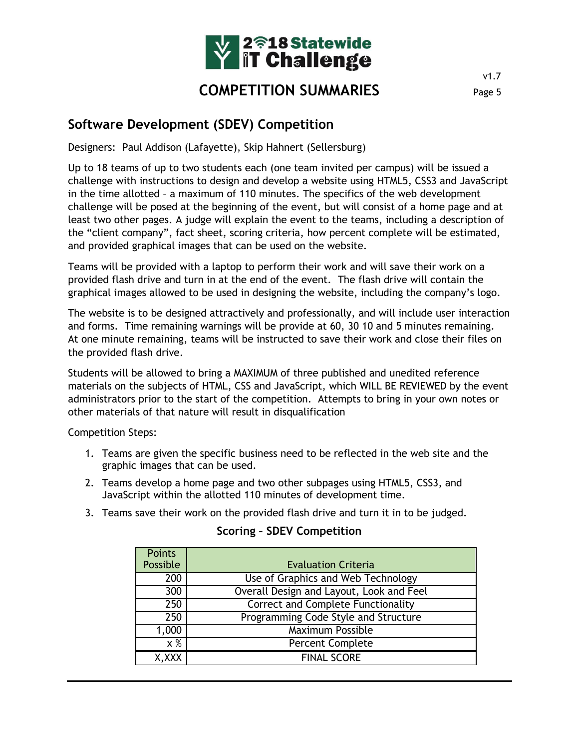# COMPETITION SUMMARIES

## Software Development (SDEV) Competition

Designers: Paul Addison (Lafayette), Skip Hahnert (Sellersburg)

Up to 18 teams of up to two students each (one team invited per campus) will be issued a challenge with instructions to design and develop a website using HTML5, CSS3 and JavaScript in the time allotted – a maximum of 110 minutes. The specifics of the web development challenge will be posed at the beginning of the event, but will consist of a home page and at least two other pages. A judge will explain the event to the teams, including a description of the "client company", fact sheet, scoring criteria, how percent complete will be estimated, and provided graphical images that can be used on the website.

Teams will be provided with a laptop to perform their work and will save their work on a provided flash drive and turn in at the end of the event. The flash drive will contain the graphical images allowed to be used in designing the website, including the company's logo.

The website is to be designed attractively and professionally, and will include user interaction and forms. Time remaining warnings will be provide at 60, 30 10 and 5 minutes remaining. At one minute remaining, teams will be instructed to save their work and close their files on the provided flash drive.

Students will be allowed to bring a MAXIMUM of three published and unedited reference materials on the subjects of HTML, CSS and JavaScript, which WILL BE REVIEWED by the event administrators prior to the start of the competition. Attempts to bring in your own notes or other materials of that nature will result in disqualification

Competition Steps:

1. Teams are given the specific business need to be reflected in the web site and the graphic images that can be used.
2. Teams develop a home page and two other subpages using HTML5, CSS3, and JavaScript within the allotted 110 minutes of development time.
3. Teams save their work on the provided flash drive and turn it in to be judged.

### Scoring – SDEV Competition

| Points Possible | Evaluation Criteria |
|---|---|
| 200 | Use of Graphics and Web Technology |
| 300 | Overall Design and Layout, Look and Feel |
| 250 | Correct and Complete Functionality |
| 250 | Programming Code Style and Structure |
| 1,000 | Maximum Possible |
| x % | Percent Complete |
| X,XXX | FINAL SCORE |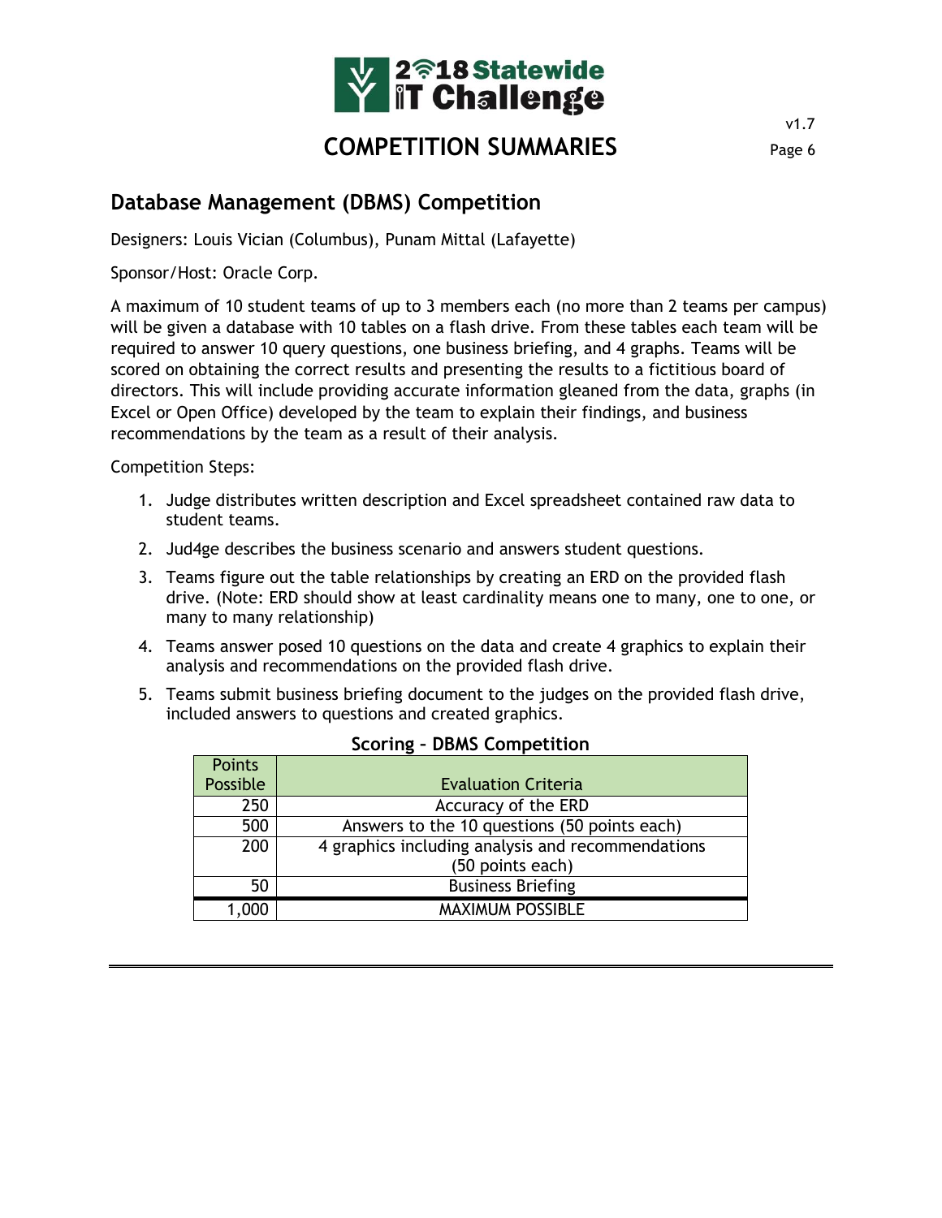# COMPETITION SUMMARIES

## Database Management (DBMS) Competition

Designers: Louis Vician (Columbus), Punam Mittal (Lafayette)

Sponsor/Host: Oracle Corp.

A maximum of 10 student teams of up to 3 members each (no more than 2 teams per campus) will be given a database with 10 tables on a flash drive. From these tables each team will be required to answer 10 query questions, one business briefing, and 4 graphs. Teams will be scored on obtaining the correct results and presenting the results to a fictitious board of directors. This will include providing accurate information gleaned from the data, graphs (in Excel or Open Office) developed by the team to explain their findings, and business recommendations by the team as a result of their analysis.

Competition Steps:

1. Judge distributes written description and Excel spreadsheet contained raw data to student teams.
2. Jud4ge describes the business scenario and answers student questions.
3. Teams figure out the table relationships by creating an ERD on the provided flash drive. (Note: ERD should show at least cardinality means one to many, one to one, or many to many relationship)
4. Teams answer posed 10 questions on the data and create 4 graphics to explain their analysis and recommendations on the provided flash drive.
5. Teams submit business briefing document to the judges on the provided flash drive, included answers to questions and created graphics.

**Scoring – DBMS Competition**

| Points Possible | Evaluation Criteria |
|---|---|
| 250 | Accuracy of the ERD |
| 500 | Answers to the 10 questions (50 points each) |
| 200 | 4 graphics including analysis and recommendations (50 points each) |
| 50 | Business Briefing |
| 1,000 | MAXIMUM POSSIBLE |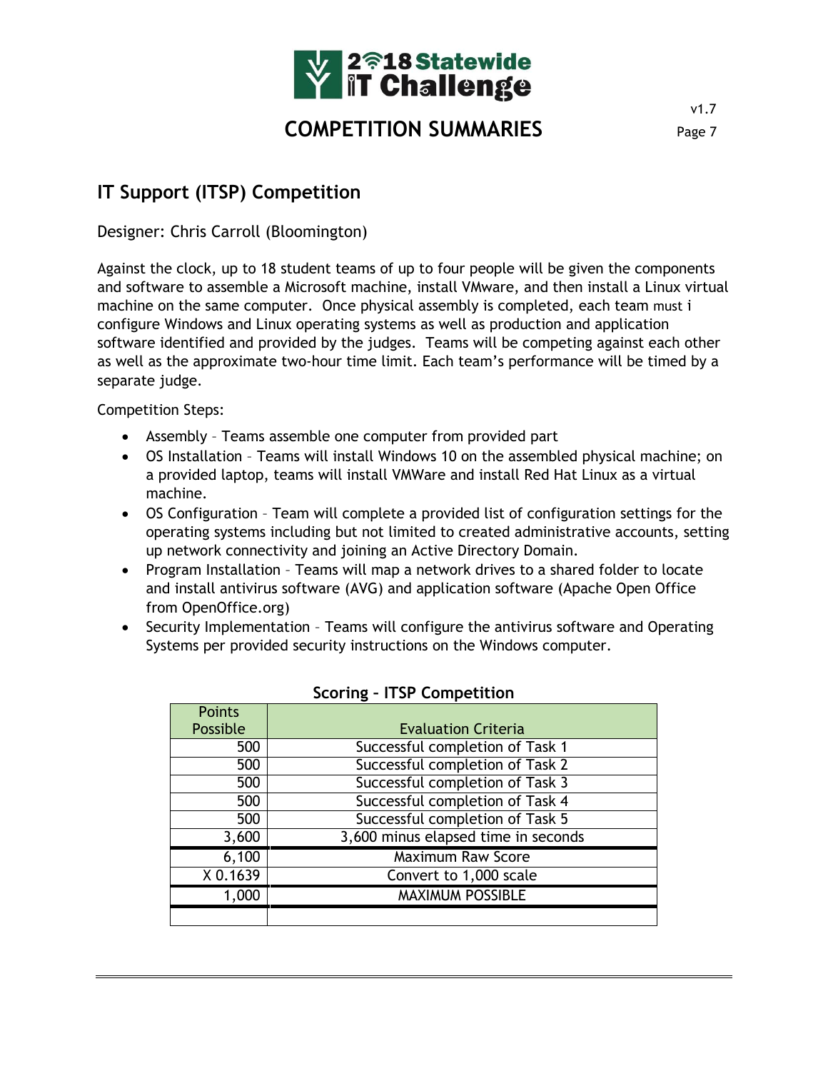# COMPETITION SUMMARIES

## IT Support (ITSP) Competition

Designer: Chris Carroll (Bloomington)

Against the clock, up to 18 student teams of up to four people will be given the components and software to assemble a Microsoft machine, install VMware, and then install a Linux virtual machine on the same computer. Once physical assembly is completed, each team must i configure Windows and Linux operating systems as well as production and application software identified and provided by the judges. Teams will be competing against each other as well as the approximate two-hour time limit. Each team's performance will be timed by a separate judge.

Competition Steps:

- Assembly – Teams assemble one computer from provided part
- OS Installation – Teams will install Windows 10 on the assembled physical machine; on a provided laptop, teams will install VMWare and install Red Hat Linux as a virtual machine.
- OS Configuration – Team will complete a provided list of configuration settings for the operating systems including but not limited to created administrative accounts, setting up network connectivity and joining an Active Directory Domain.
- Program Installation – Teams will map a network drives to a shared folder to locate and install antivirus software (AVG) and application software (Apache Open Office from OpenOffice.org)
- Security Implementation – Teams will configure the antivirus software and Operating Systems per provided security instructions on the Windows computer.

**Scoring – ITSP Competition**

| Points Possible | Evaluation Criteria |
|---|---|
| 500 | Successful completion of Task 1 |
| 500 | Successful completion of Task 2 |
| 500 | Successful completion of Task 3 |
| 500 | Successful completion of Task 4 |
| 500 | Successful completion of Task 5 |
| 3,600 | 3,600 minus elapsed time in seconds |
| 6,100 | Maximum Raw Score |
| X 0.1639 | Convert to 1,000 scale |
| 1,000 | MAXIMUM POSSIBLE |
| | |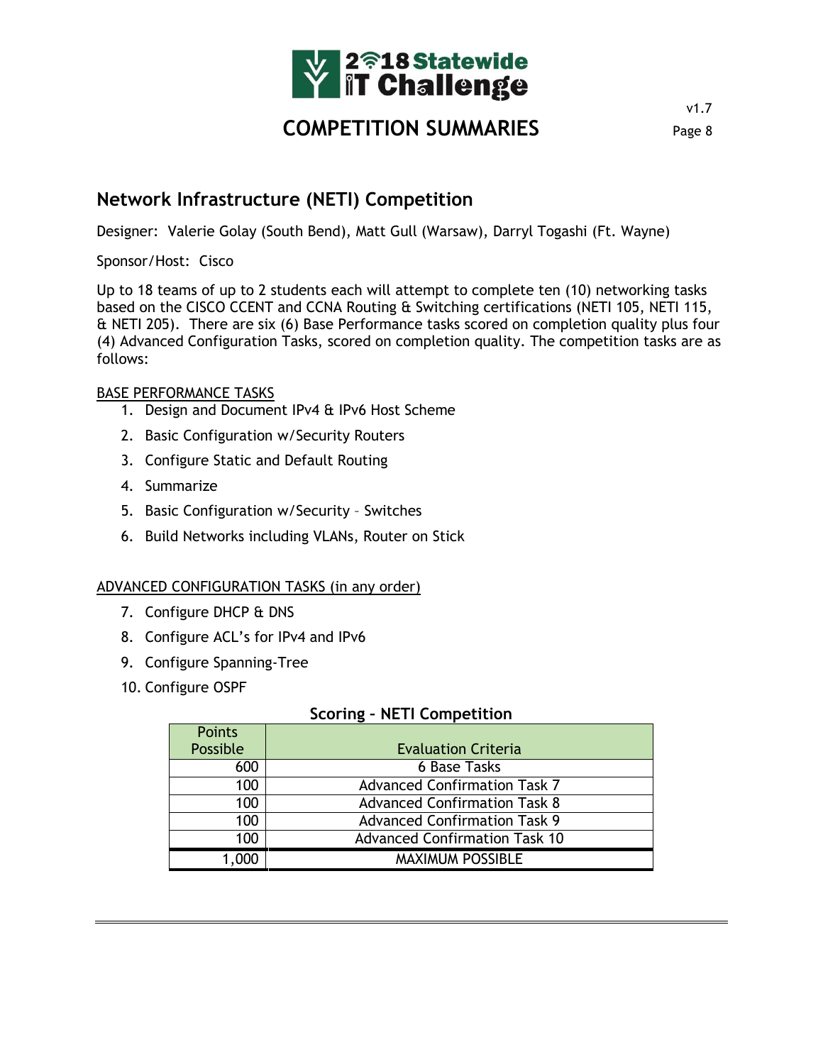## Network Infrastructure (NETI) Competition

Designer: Valerie Golay (South Bend), Matt Gull (Warsaw), Darryl Togashi (Ft. Wayne)

Sponsor/Host: Cisco

Up to 18 teams of up to 2 students each will attempt to complete ten (10) networking tasks based on the CISCO CCENT and CCNA Routing & Switching certifications (NETI 105, NETI 115, & NETI 205). There are six (6) Base Performance tasks scored on completion quality plus four (4) Advanced Configuration Tasks, scored on completion quality. The competition tasks are as follows:

BASE PERFORMANCE TASKS

1. Design and Document IPv4 & IPv6 Host Scheme
2. Basic Configuration w/Security Routers
3. Configure Static and Default Routing
4. Summarize
5. Basic Configuration w/Security – Switches
6. Build Networks including VLANs, Router on Stick

ADVANCED CONFIGURATION TASKS (in any order)

7. Configure DHCP & DNS
8. Configure ACL's for IPv4 and IPv6
9. Configure Spanning-Tree
10. Configure OSPF

**Scoring – NETI Competition**

| Points Possible | Evaluation Criteria |
|---|---|
| 600 | 6 Base Tasks |
| 100 | Advanced Confirmation Task 7 |
| 100 | Advanced Confirmation Task 8 |
| 100 | Advanced Confirmation Task 9 |
| 100 | Advanced Confirmation Task 10 |
| 1,000 | MAXIMUM POSSIBLE |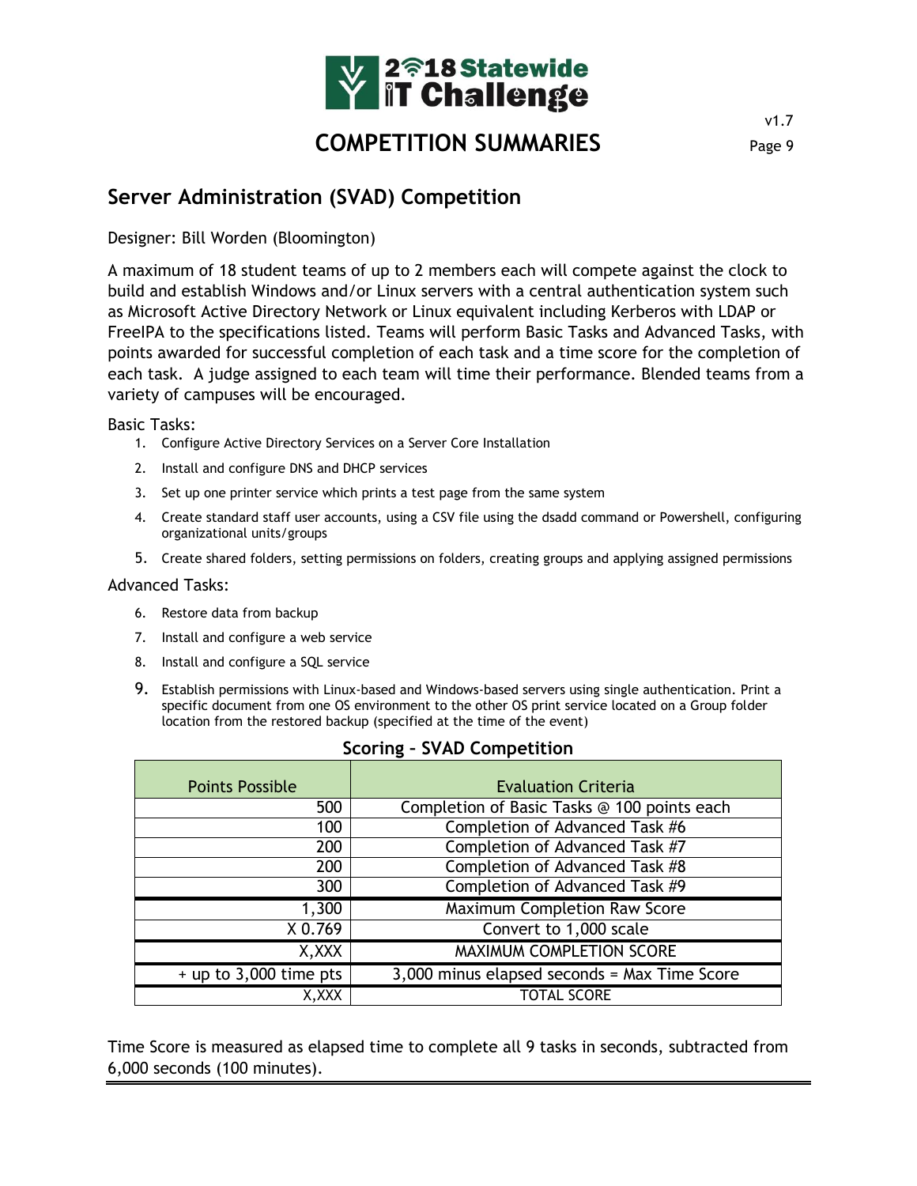# COMPETITION SUMMARIES

## Server Administration (SVAD) Competition

Designer: Bill Worden (Bloomington)

A maximum of 18 student teams of up to 2 members each will compete against the clock to build and establish Windows and/or Linux servers with a central authentication system such as Microsoft Active Directory Network or Linux equivalent including Kerberos with LDAP or FreeIPA to the specifications listed. Teams will perform Basic Tasks and Advanced Tasks, with points awarded for successful completion of each task and a time score for the completion of each task. A judge assigned to each team will time their performance. Blended teams from a variety of campuses will be encouraged.

Basic Tasks:

1. Configure Active Directory Services on a Server Core Installation
2. Install and configure DNS and DHCP services
3. Set up one printer service which prints a test page from the same system
4. Create standard staff user accounts, using a CSV file using the dsadd command or Powershell, configuring organizational units/groups
5. Create shared folders, setting permissions on folders, creating groups and applying assigned permissions

Advanced Tasks:

6. Restore data from backup
7. Install and configure a web service
8. Install and configure a SQL service
9. Establish permissions with Linux-based and Windows-based servers using single authentication. Print a specific document from one OS environment to the other OS print service located on a Group folder location from the restored backup (specified at the time of the event)

### Scoring – SVAD Competition

| Points Possible | Evaluation Criteria |
|---:|:---:|
| 500 | Completion of Basic Tasks @ 100 points each |
| 100 | Completion of Advanced Task #6 |
| 200 | Completion of Advanced Task #7 |
| 200 | Completion of Advanced Task #8 |
| 300 | Completion of Advanced Task #9 |
| 1,300 | Maximum Completion Raw Score |
| X 0.769 | Convert to 1,000 scale |
| X,XXX | MAXIMUM COMPLETION SCORE |
| + up to 3,000 time pts | 3,000 minus elapsed seconds = Max Time Score |
| X,XXX | TOTAL SCORE |

Time Score is measured as elapsed time to complete all 9 tasks in seconds, subtracted from 6,000 seconds (100 minutes).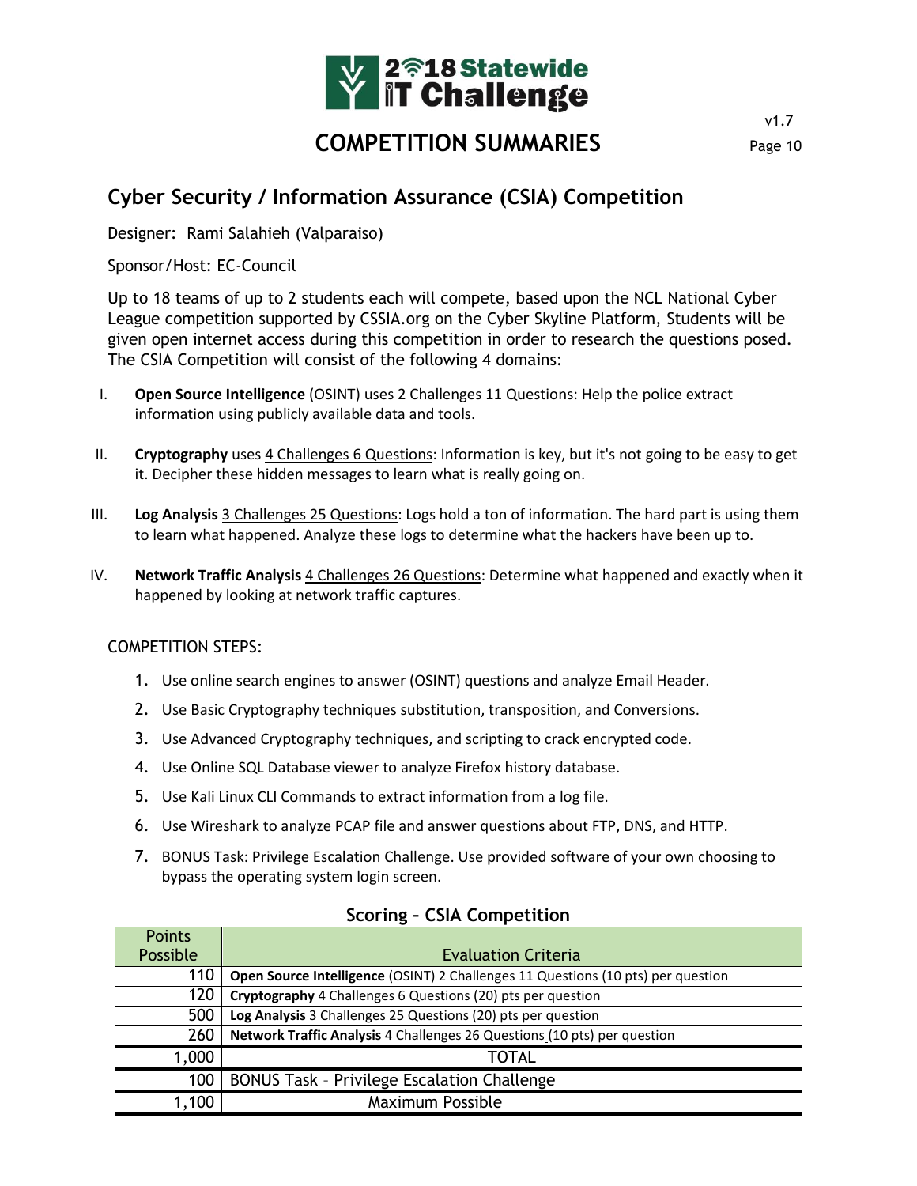# COMPETITION SUMMARIES

## Cyber Security / Information Assurance (CSIA) Competition

Designer: Rami Salahieh (Valparaiso)

Sponsor/Host: EC-Council

Up to 18 teams of up to 2 students each will compete, based upon the NCL National Cyber League competition supported by CSSIA.org on the Cyber Skyline Platform, Students will be given open internet access during this competition in order to research the questions posed. The CSIA Competition will consist of the following 4 domains:

I. **Open Source Intelligence** (OSINT) uses 2 Challenges 11 Questions: Help the police extract information using publicly available data and tools.

II. **Cryptography** uses 4 Challenges 6 Questions: Information is key, but it's not going to be easy to get it. Decipher these hidden messages to learn what is really going on.

III. **Log Analysis** 3 Challenges 25 Questions: Logs hold a ton of information. The hard part is using them to learn what happened. Analyze these logs to determine what the hackers have been up to.

IV. **Network Traffic Analysis** 4 Challenges 26 Questions: Determine what happened and exactly when it happened by looking at network traffic captures.

COMPETITION STEPS:

1. Use online search engines to answer (OSINT) questions and analyze Email Header.
2. Use Basic Cryptography techniques substitution, transposition, and Conversions.
3. Use Advanced Cryptography techniques, and scripting to crack encrypted code.
4. Use Online SQL Database viewer to analyze Firefox history database.
5. Use Kali Linux CLI Commands to extract information from a log file.
6. Use Wireshark to analyze PCAP file and answer questions about FTP, DNS, and HTTP.
7. BONUS Task: Privilege Escalation Challenge. Use provided software of your own choosing to bypass the operating system login screen.

### Scoring – CSIA Competition

| Points Possible | Evaluation Criteria |
|---|---|
| 110 | **Open Source Intelligence** (OSINT) 2 Challenges 11 Questions (10 pts) per question |
| 120 | **Cryptography** 4 Challenges 6 Questions (20) pts per question |
| 500 | **Log Analysis** 3 Challenges 25 Questions (20) pts per question |
| 260 | **Network Traffic Analysis** 4 Challenges 26 Questions (10 pts) per question |
| 1,000 | TOTAL |
| 100 | BONUS Task – Privilege Escalation Challenge |
| 1,100 | Maximum Possible |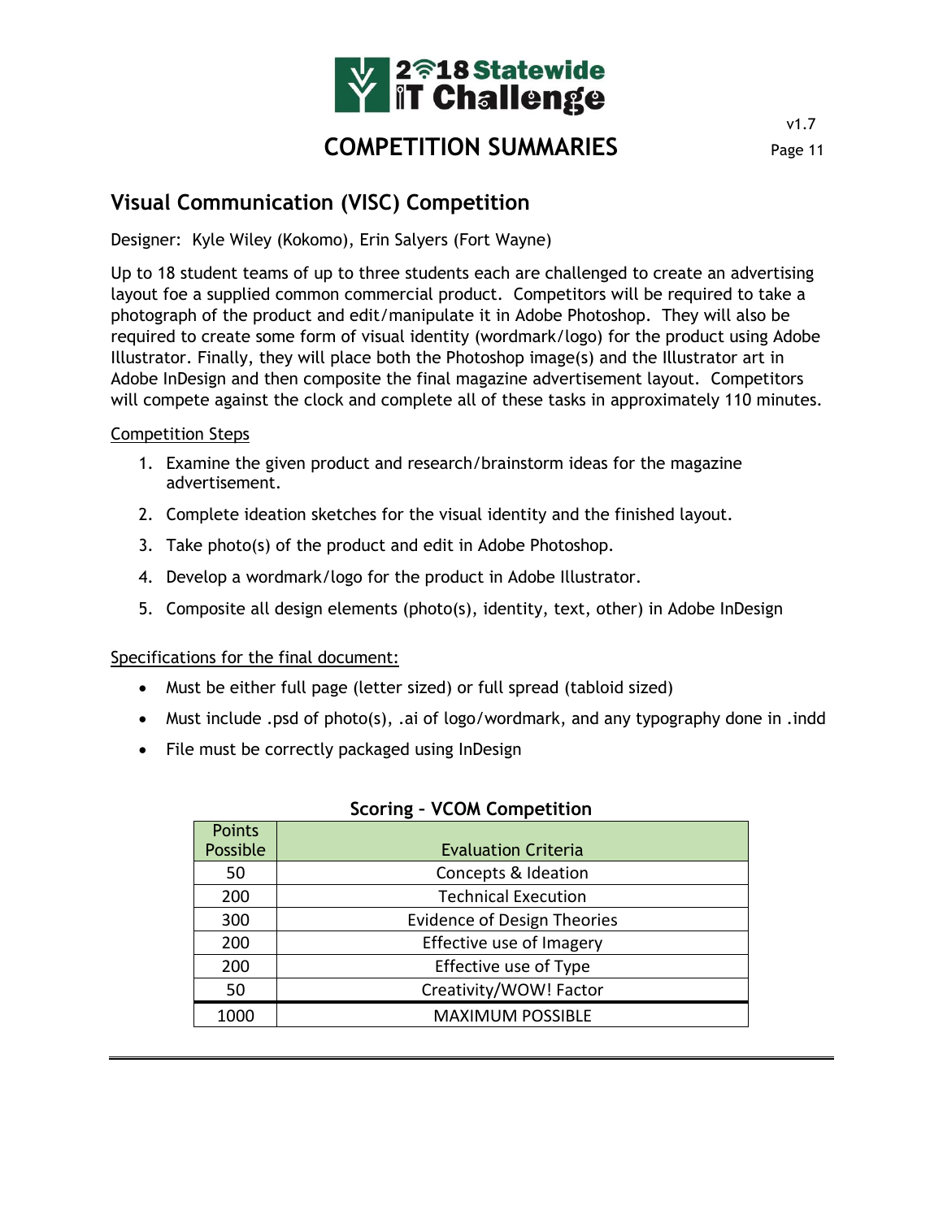# COMPETITION SUMMARIES

## Visual Communication (VISC) Competition

Designer: Kyle Wiley (Kokomo), Erin Salyers (Fort Wayne)

Up to 18 student teams of up to three students each are challenged to create an advertising layout foe a supplied common commercial product. Competitors will be required to take a photograph of the product and edit/manipulate it in Adobe Photoshop. They will also be required to create some form of visual identity (wordmark/logo) for the product using Adobe Illustrator. Finally, they will place both the Photoshop image(s) and the Illustrator art in Adobe InDesign and then composite the final magazine advertisement layout. Competitors will compete against the clock and complete all of these tasks in approximately 110 minutes.

Competition Steps

1. Examine the given product and research/brainstorm ideas for the magazine advertisement.
2. Complete ideation sketches for the visual identity and the finished layout.
3. Take photo(s) of the product and edit in Adobe Photoshop.
4. Develop a wordmark/logo for the product in Adobe Illustrator.
5. Composite all design elements (photo(s), identity, text, other) in Adobe InDesign

Specifications for the final document:

- Must be either full page (letter sized) or full spread (tabloid sized)
- Must include .psd of photo(s), .ai of logo/wordmark, and any typography done in .indd
- File must be correctly packaged using InDesign

**Scoring – VCOM Competition**

| Points Possible | Evaluation Criteria |
|---|---|
| 50 | Concepts & Ideation |
| 200 | Technical Execution |
| 300 | Evidence of Design Theories |
| 200 | Effective use of Imagery |
| 200 | Effective use of Type |
| 50 | Creativity/WOW! Factor |
| 1000 | MAXIMUM POSSIBLE |